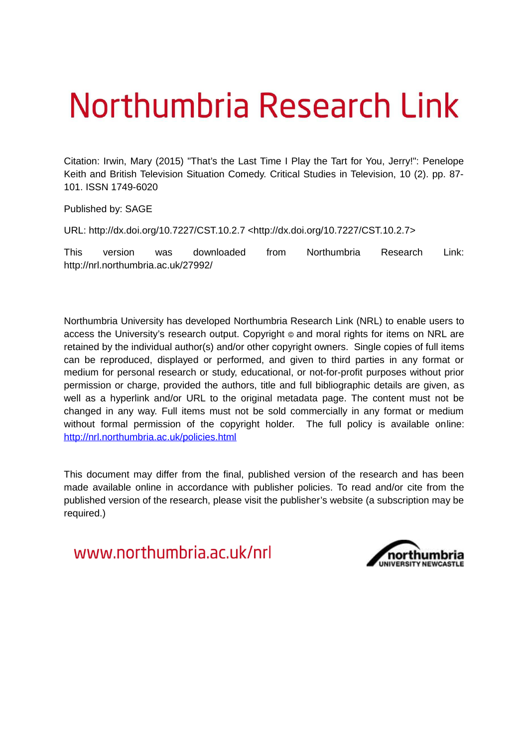# Northumbria Research Link

Citation: Irwin, Mary (2015) "That's the Last Time I Play the Tart for You, Jerry!": Penelope Keith and British Television Situation Comedy. Critical Studies in Television, 10 (2). pp. 87-101. ISSN 1749-6020

Published by: SAGE

URL: http://dx.doi.org/10.7227/CST.10.2.7 <http://dx.doi.org/10.7227/CST.10.2.7>

This version was downloaded from Northumbria Research Link: http://nrl.northumbria.ac.uk/27992/

Northumbria University has developed Northumbria Research Link (NRL) to enable users to access the University's research output. Copyright © and moral rights for items on NRL are retained by the individual author(s) and/or other copyright owners. Single copies of full items can be reproduced, displayed or performed, and given to third parties in any format or medium for personal research or study, educational, or not-for-profit purposes without prior permission or charge, provided the authors, title and full bibliographic details are given, as well as a hyperlink and/or URL to the original metadata page. The content must not be changed in any way. Full items must not be sold commercially in any format or medium without formal permission of the copyright holder. The full policy is available online: http://nrl.northumbria.ac.uk/policies.html

This document may differ from the final, published version of the research and has been made available online in accordance with publisher policies. To read and/or cite from the published version of the research, please visit the publisher's website (a subscription may be required.)

www.northumbria.ac.uk/nrl

northumbria UNIVERSITY NEWCASTLE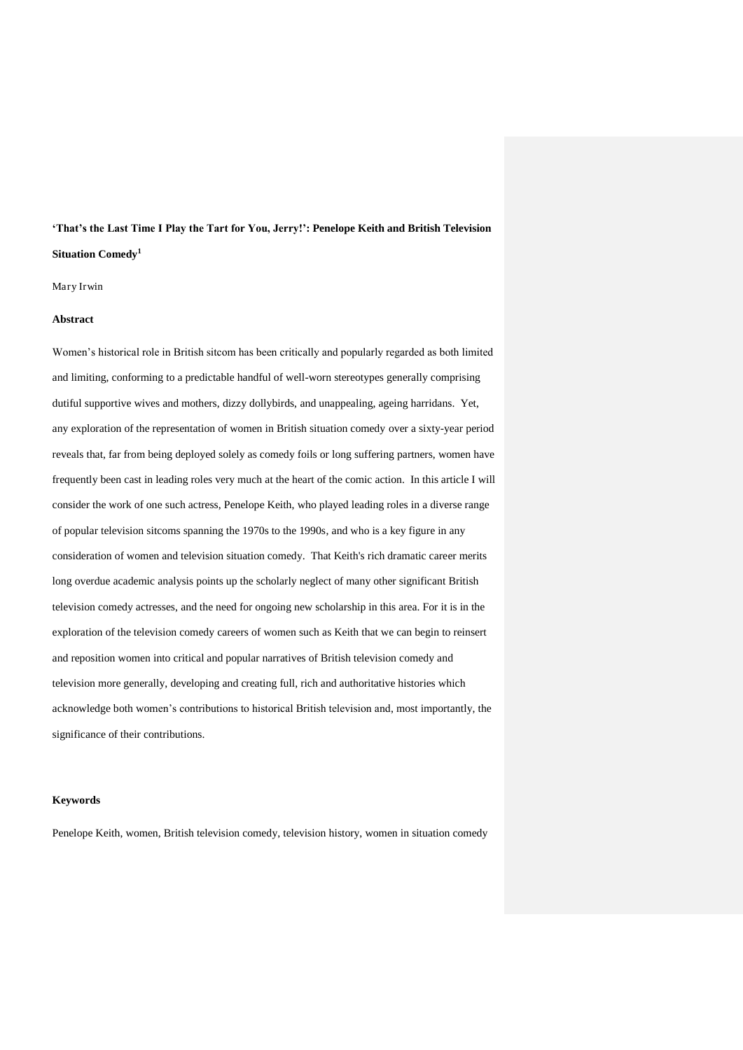**'That's the Last Time I Play the Tart for You, Jerry!': Penelope Keith and British Television Situation Comedy[1]**

Mary Irwin

**Abstract**

Women's historical role in British sitcom has been critically and popularly regarded as both limited and limiting, conforming to a predictable handful of well-worn stereotypes generally comprising dutiful supportive wives and mothers, dizzy dollybirds, and unappealing, ageing harridans. Yet, any exploration of the representation of women in British situation comedy over a sixty-year period reveals that, far from being deployed solely as comedy foils or long suffering partners, women have frequently been cast in leading roles very much at the heart of the comic action. In this article I will consider the work of one such actress, Penelope Keith, who played leading roles in a diverse range of popular television sitcoms spanning the 1970s to the 1990s, and who is a key figure in any consideration of women and television situation comedy. That Keith's rich dramatic career merits long overdue academic analysis points up the scholarly neglect of many other significant British television comedy actresses, and the need for ongoing new scholarship in this area. For it is in the exploration of the television comedy careers of women such as Keith that we can begin to reinsert and reposition women into critical and popular narratives of British television comedy and television more generally, developing and creating full, rich and authoritative histories which acknowledge both women's contributions to historical British television and, most importantly, the significance of their contributions.

**Keywords**

Penelope Keith, women, British television comedy, television history, women in situation comedy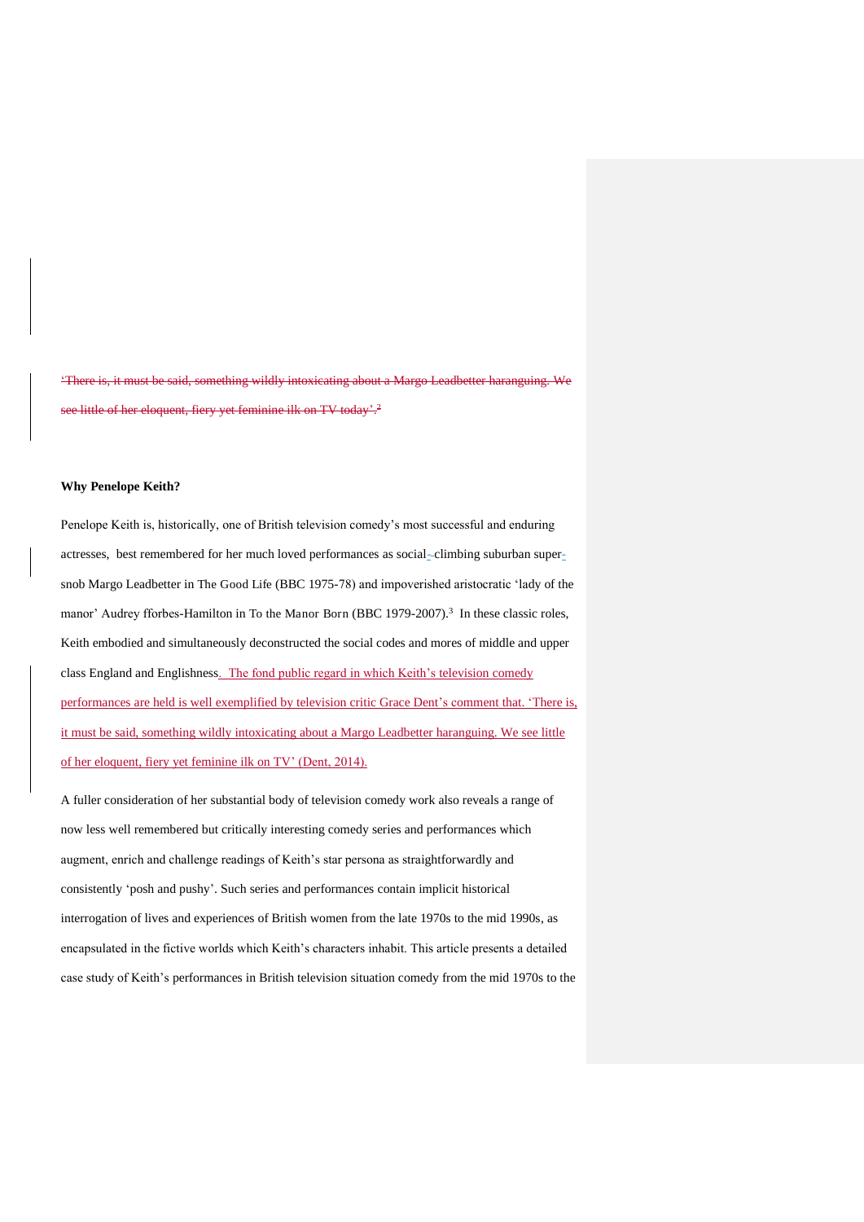~~'There is, it must be said, something wildly intoxicating about a Margo Leadbetter haranguing. We see little of her eloquent, fiery yet feminine ilk on TV today'.[2]~~

**Why Penelope Keith?**

Penelope Keith is, historically, one of British television comedy's most successful and enduring actresses, best remembered for her much loved performances as social-climbing suburban super-snob Margo Leadbetter in The Good Life (BBC 1975-78) and impoverished aristocratic 'lady of the manor' Audrey fforbes-Hamilton in To the Manor Born (BBC 1979-2007).[3] In these classic roles, Keith embodied and simultaneously deconstructed the social codes and mores of middle and upper class England and Englishness. The fond public regard in which Keith's television comedy performances are held is well exemplified by television critic Grace Dent's comment that. 'There is, it must be said, something wildly intoxicating about a Margo Leadbetter haranguing. We see little of her eloquent, fiery yet feminine ilk on TV' (Dent, 2014).

A fuller consideration of her substantial body of television comedy work also reveals a range of now less well remembered but critically interesting comedy series and performances which augment, enrich and challenge readings of Keith's star persona as straightforwardly and consistently 'posh and pushy'. Such series and performances contain implicit historical interrogation of lives and experiences of British women from the late 1970s to the mid 1990s, as encapsulated in the fictive worlds which Keith's characters inhabit. This article presents a detailed case study of Keith's performances in British television situation comedy from the mid 1970s to the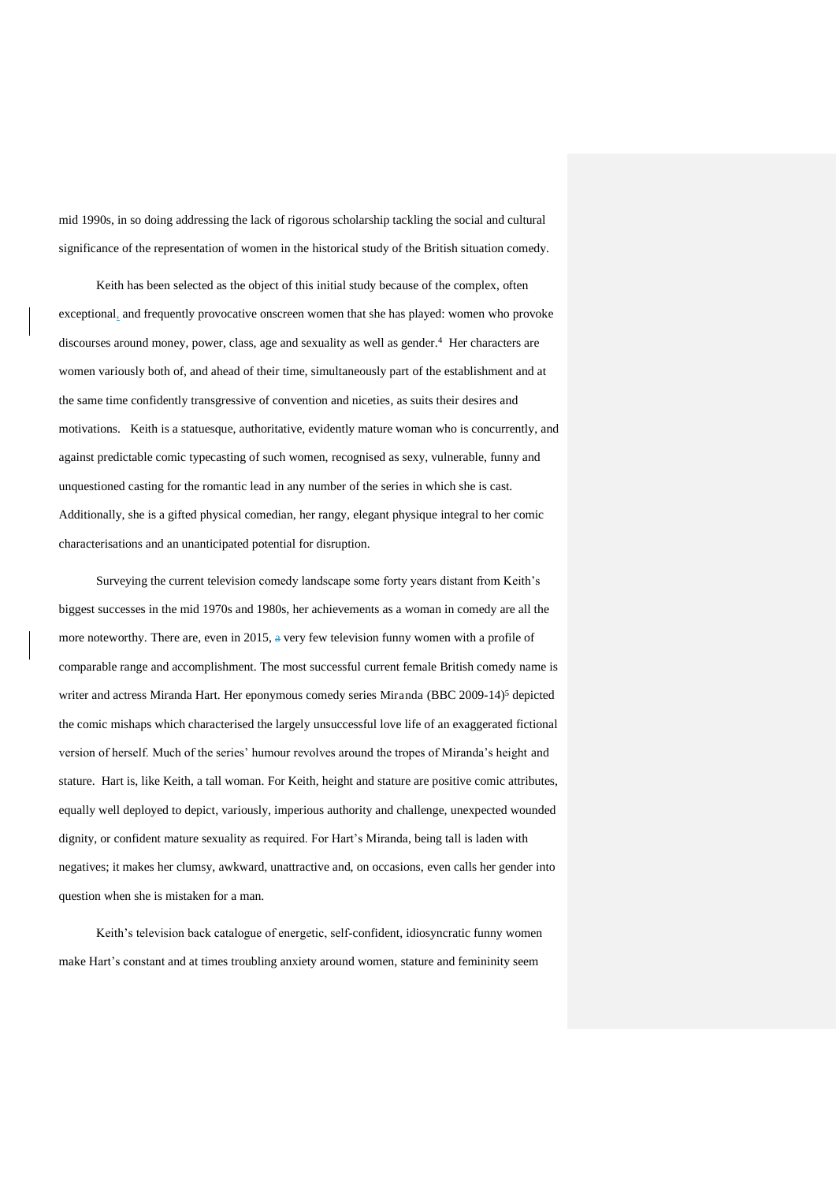mid 1990s, in so doing addressing the lack of rigorous scholarship tackling the social and cultural significance of the representation of women in the historical study of the British situation comedy.

Keith has been selected as the object of this initial study because of the complex, often exceptional, and frequently provocative onscreen women that she has played: women who provoke discourses around money, power, class, age and sexuality as well as gender.[4] Her characters are women variously both of, and ahead of their time, simultaneously part of the establishment and at the same time confidently transgressive of convention and niceties, as suits their desires and motivations. Keith is a statuesque, authoritative, evidently mature woman who is concurrently, and against predictable comic typecasting of such women, recognised as sexy, vulnerable, funny and unquestioned casting for the romantic lead in any number of the series in which she is cast. Additionally, she is a gifted physical comedian, her rangy, elegant physique integral to her comic characterisations and an unanticipated potential for disruption.

Surveying the current television comedy landscape some forty years distant from Keith's biggest successes in the mid 1970s and 1980s, her achievements as a woman in comedy are all the more noteworthy. There are, even in 2015, a very few television funny women with a profile of comparable range and accomplishment. The most successful current female British comedy name is writer and actress Miranda Hart. Her eponymous comedy series Miranda (BBC 2009-14)[5] depicted the comic mishaps which characterised the largely unsuccessful love life of an exaggerated fictional version of herself. Much of the series' humour revolves around the tropes of Miranda's height and stature. Hart is, like Keith, a tall woman. For Keith, height and stature are positive comic attributes, equally well deployed to depict, variously, imperious authority and challenge, unexpected wounded dignity, or confident mature sexuality as required. For Hart's Miranda, being tall is laden with negatives; it makes her clumsy, awkward, unattractive and, on occasions, even calls her gender into question when she is mistaken for a man.

Keith's television back catalogue of energetic, self-confident, idiosyncratic funny women make Hart's constant and at times troubling anxiety around women, stature and femininity seem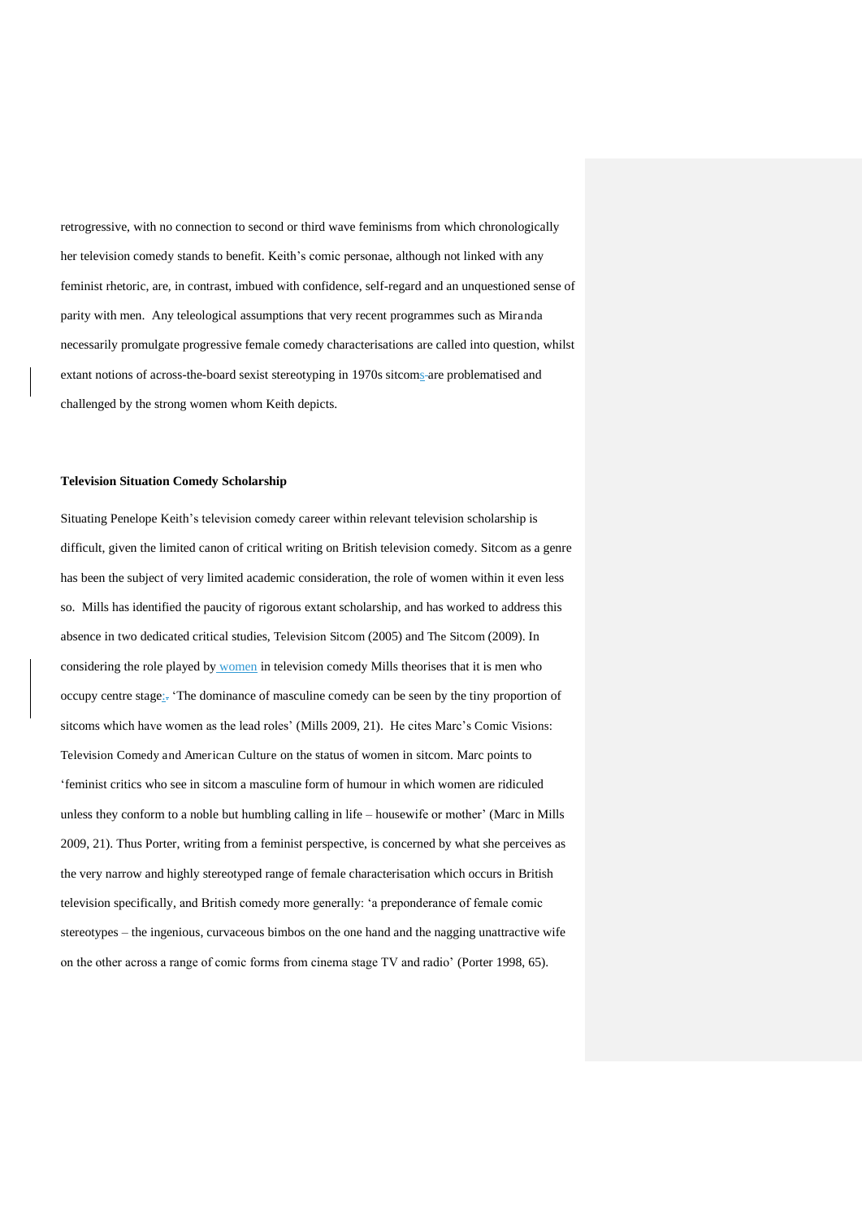retrogressive, with no connection to second or third wave feminisms from which chronologically her television comedy stands to benefit. Keith's comic personae, although not linked with any feminist rhetoric, are, in contrast, imbued with confidence, self-regard and an unquestioned sense of parity with men. Any teleological assumptions that very recent programmes such as Miranda necessarily promulgate progressive female comedy characterisations are called into question, whilst extant notions of across-the-board sexist stereotyping in 1970s sitcoms are problematised and challenged by the strong women whom Keith depicts.

**Television Situation Comedy Scholarship**

Situating Penelope Keith's television comedy career within relevant television scholarship is difficult, given the limited canon of critical writing on British television comedy. Sitcom as a genre has been the subject of very limited academic consideration, the role of women within it even less so. Mills has identified the paucity of rigorous extant scholarship, and has worked to address this absence in two dedicated critical studies, Television Sitcom (2005) and The Sitcom (2009). In considering the role played by women in television comedy Mills theorises that it is men who occupy centre stage: 'The dominance of masculine comedy can be seen by the tiny proportion of sitcoms which have women as the lead roles' (Mills 2009, 21). He cites Marc's Comic Visions: Television Comedy and American Culture on the status of women in sitcom. Marc points to 'feminist critics who see in sitcom a masculine form of humour in which women are ridiculed unless they conform to a noble but humbling calling in life – housewife or mother' (Marc in Mills 2009, 21). Thus Porter, writing from a feminist perspective, is concerned by what she perceives as the very narrow and highly stereotyped range of female characterisation which occurs in British television specifically, and British comedy more generally: 'a preponderance of female comic stereotypes – the ingenious, curvaceous bimbos on the one hand and the nagging unattractive wife on the other across a range of comic forms from cinema stage TV and radio' (Porter 1998, 65).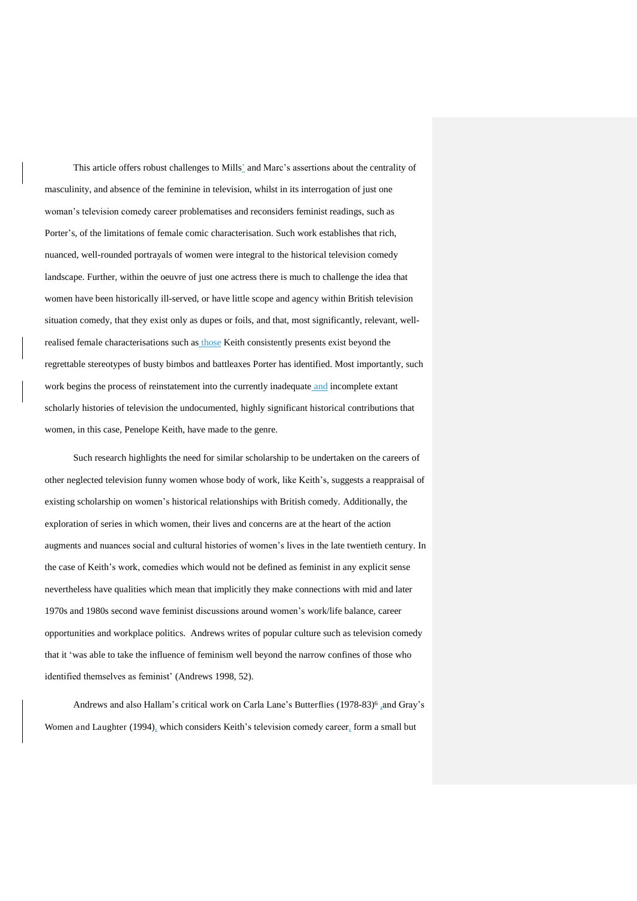This article offers robust challenges to Mills' and Marc's assertions about the centrality of masculinity, and absence of the feminine in television, whilst in its interrogation of just one woman's television comedy career problematises and reconsiders feminist readings, such as Porter's, of the limitations of female comic characterisation. Such work establishes that rich, nuanced, well-rounded portrayals of women were integral to the historical television comedy landscape. Further, within the oeuvre of just one actress there is much to challenge the idea that women have been historically ill-served, or have little scope and agency within British television situation comedy, that they exist only as dupes or foils, and that, most significantly, relevant, well-realised female characterisations such as those Keith consistently presents exist beyond the regrettable stereotypes of busty bimbos and battleaxes Porter has identified. Most importantly, such work begins the process of reinstatement into the currently inadequate and incomplete extant scholarly histories of television the undocumented, highly significant historical contributions that women, in this case, Penelope Keith, have made to the genre.

Such research highlights the need for similar scholarship to be undertaken on the careers of other neglected television funny women whose body of work, like Keith's, suggests a reappraisal of existing scholarship on women's historical relationships with British comedy. Additionally, the exploration of series in which women, their lives and concerns are at the heart of the action augments and nuances social and cultural histories of women's lives in the late twentieth century. In the case of Keith's work, comedies which would not be defined as feminist in any explicit sense nevertheless have qualities which mean that implicitly they make connections with mid and later 1970s and 1980s second wave feminist discussions around women's work/life balance, career opportunities and workplace politics. Andrews writes of popular culture such as television comedy that it 'was able to take the influence of feminism well beyond the narrow confines of those who identified themselves as feminist' (Andrews 1998, 52).

Andrews and also Hallam's critical work on Carla Lane's Butterflies (1978-83)[6] ,and Gray's Women and Laughter (1994), which considers Keith's television comedy career, form a small but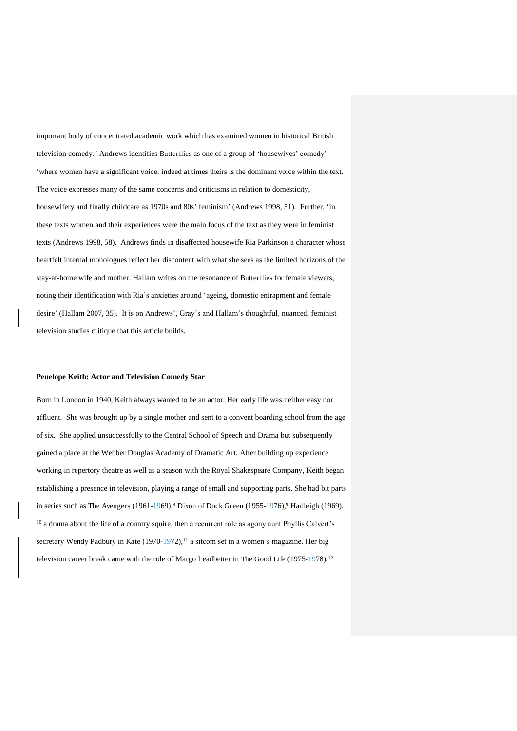important body of concentrated academic work which has examined women in historical British television comedy.[7] Andrews identifies Butterflies as one of a group of 'housewives' comedy' 'where women have a significant voice: indeed at times theirs is the dominant voice within the text. The voice expresses many of the same concerns and criticisms in relation to domesticity, housewifery and finally childcare as 1970s and 80s' feminism' (Andrews 1998, 51). Further, 'in these texts women and their experiences were the main focus of the text as they were in feminist texts (Andrews 1998, 58). Andrews finds in disaffected housewife Ria Parkinson a character whose heartfelt internal monologues reflect her discontent with what she sees as the limited horizons of the stay-at-home wife and mother. Hallam writes on the resonance of Butterflies for female viewers, noting their identification with Ria's anxieties around 'ageing, domestic entrapment and female desire' (Hallam 2007, 35). It is on Andrews', Gray's and Hallam's thoughtful, nuanced, feminist television studies critique that this article builds.

**Penelope Keith: Actor and Television Comedy Star**

Born in London in 1940, Keith always wanted to be an actor. Her early life was neither easy nor affluent. She was brought up by a single mother and sent to a convent boarding school from the age of six. She applied unsuccessfully to the Central School of Speech and Drama but subsequently gained a place at the Webber Douglas Academy of Dramatic Art. After building up experience working in repertory theatre as well as a season with the Royal Shakespeare Company, Keith began establishing a presence in television, playing a range of small and supporting parts. She had bit parts in series such as The Avengers (1961-69),[8] Dixon of Dock Green (1955-76),[9] Hadleigh (1969),[10] a drama about the life of a country squire, then a recurrent role as agony aunt Phyllis Calvert's secretary Wendy Padbury in Kate (1970-72),[11] a sitcom set in a women's magazine. Her big television career break came with the role of Margo Leadbetter in The Good Life (1975-78).[12]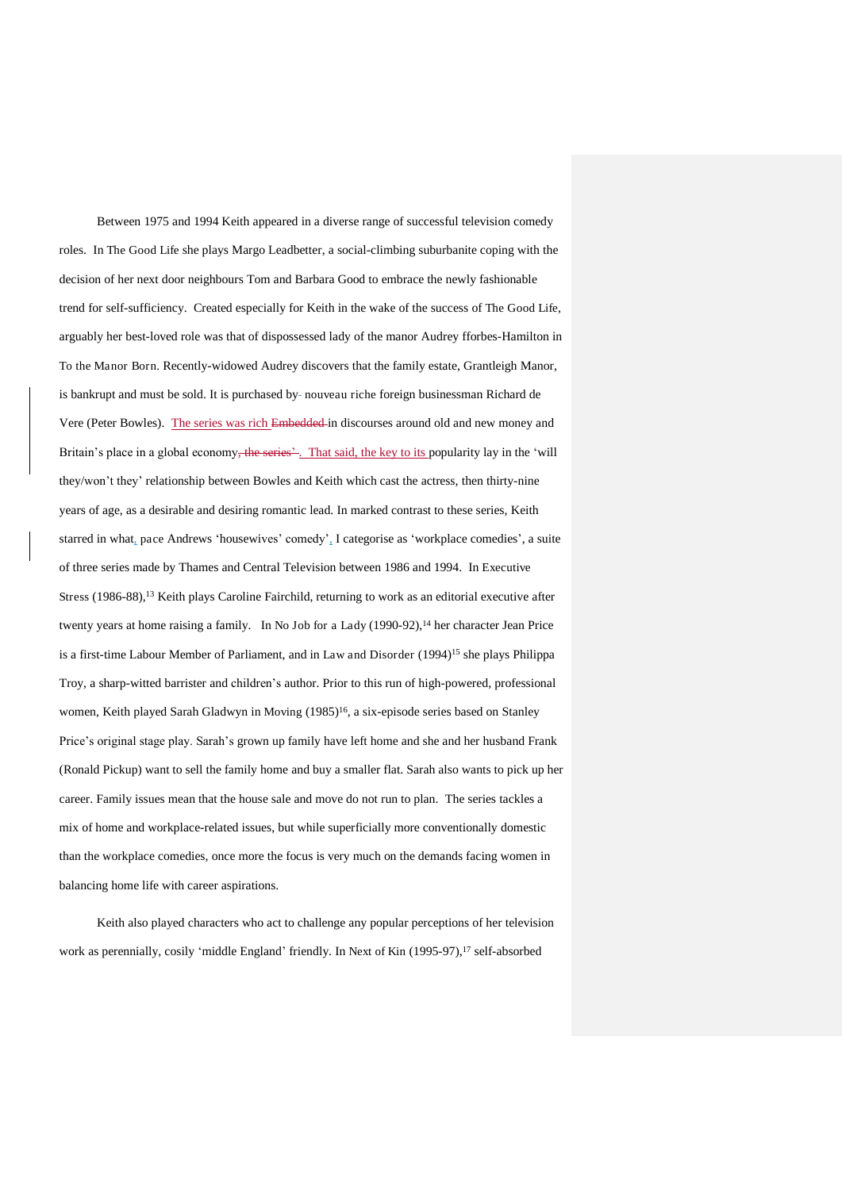Between 1975 and 1994 Keith appeared in a diverse range of successful television comedy roles. In The Good Life she plays Margo Leadbetter, a social-climbing suburbanite coping with the decision of her next door neighbours Tom and Barbara Good to embrace the newly fashionable trend for self-sufficiency. Created especially for Keith in the wake of the success of The Good Life, arguably her best-loved role was that of dispossessed lady of the manor Audrey fforbes-Hamilton in To the Manor Born. Recently-widowed Audrey discovers that the family estate, Grantleigh Manor, is bankrupt and must be sold. It is purchased by nouveau riche foreign businessman Richard de Vere (Peter Bowles). The series was rich ~~Embedded~~ in discourses around old and new money and Britain's place in a global economy~~, the series'~~. That said, the key to its popularity lay in the 'will they/won't they' relationship between Bowles and Keith which cast the actress, then thirty-nine years of age, as a desirable and desiring romantic lead. In marked contrast to these series, Keith starred in what, pace Andrews 'housewives' comedy', I categorise as 'workplace comedies', a suite of three series made by Thames and Central Television between 1986 and 1994. In Executive Stress (1986-88),[13] Keith plays Caroline Fairchild, returning to work as an editorial executive after twenty years at home raising a family. In No Job for a Lady (1990-92),[14] her character Jean Price is a first-time Labour Member of Parliament, and in Law and Disorder (1994)[15] she plays Philippa Troy, a sharp-witted barrister and children's author. Prior to this run of high-powered, professional women, Keith played Sarah Gladwyn in Moving (1985)[16], a six-episode series based on Stanley Price's original stage play. Sarah's grown up family have left home and she and her husband Frank (Ronald Pickup) want to sell the family home and buy a smaller flat. Sarah also wants to pick up her career. Family issues mean that the house sale and move do not run to plan. The series tackles a mix of home and workplace-related issues, but while superficially more conventionally domestic than the workplace comedies, once more the focus is very much on the demands facing women in balancing home life with career aspirations.

Keith also played characters who act to challenge any popular perceptions of her television work as perennially, cosily 'middle England' friendly. In Next of Kin (1995-97),[17] self-absorbed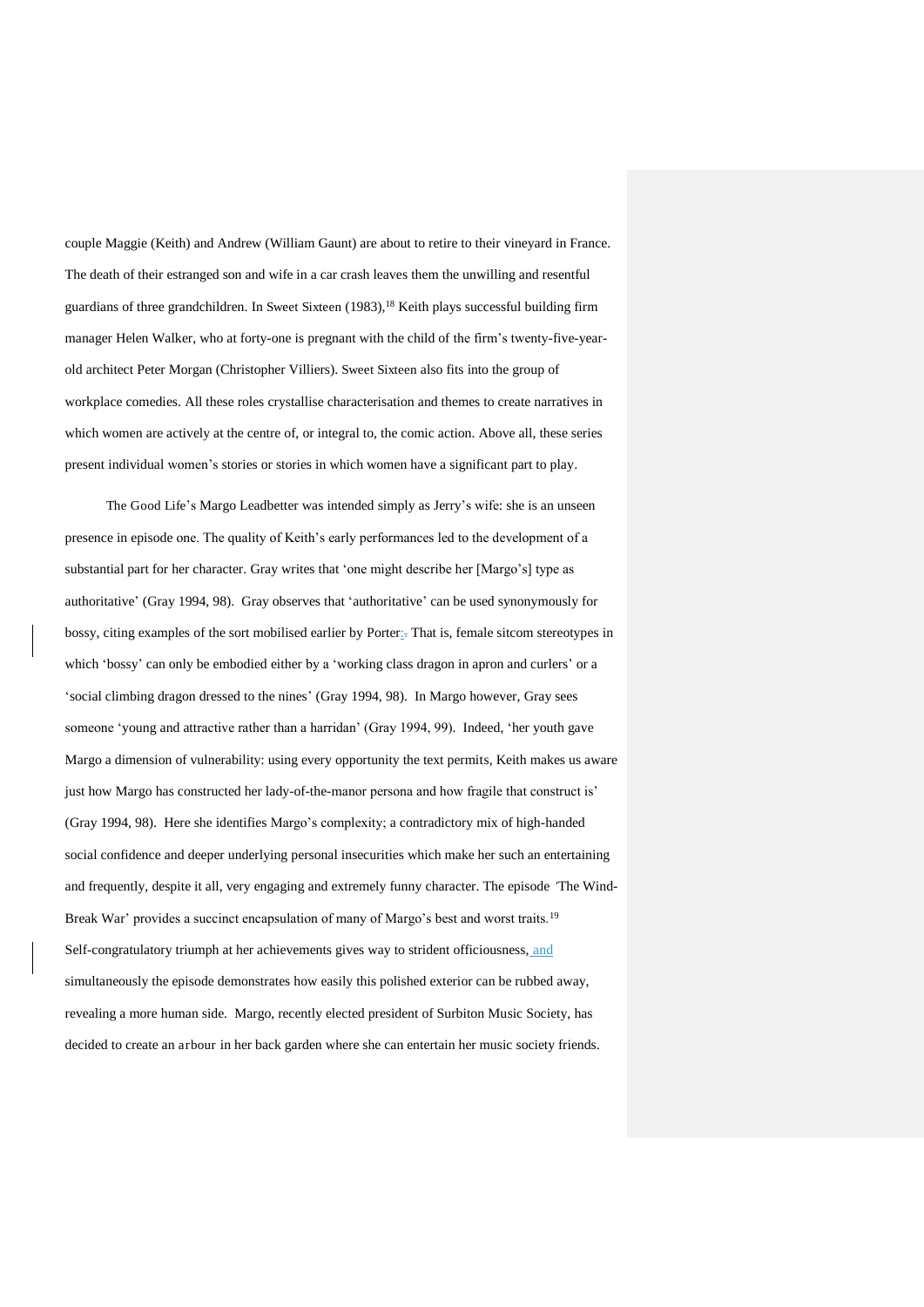couple Maggie (Keith) and Andrew (William Gaunt) are about to retire to their vineyard in France. The death of their estranged son and wife in a car crash leaves them the unwilling and resentful guardians of three grandchildren. In Sweet Sixteen (1983),[18] Keith plays successful building firm manager Helen Walker, who at forty-one is pregnant with the child of the firm's twenty-five-year-old architect Peter Morgan (Christopher Villiers). Sweet Sixteen also fits into the group of workplace comedies. All these roles crystallise characterisation and themes to create narratives in which women are actively at the centre of, or integral to, the comic action. Above all, these series present individual women's stories or stories in which women have a significant part to play.

The Good Life's Margo Leadbetter was intended simply as Jerry's wife: she is an unseen presence in episode one. The quality of Keith's early performances led to the development of a substantial part for her character. Gray writes that 'one might describe her [Margo's] type as authoritative' (Gray 1994, 98). Gray observes that 'authoritative' can be used synonymously for bossy, citing examples of the sort mobilised earlier by Porter;. That is, female sitcom stereotypes in which 'bossy' can only be embodied either by a 'working class dragon in apron and curlers' or a 'social climbing dragon dressed to the nines' (Gray 1994, 98). In Margo however, Gray sees someone 'young and attractive rather than a harridan' (Gray 1994, 99). Indeed, 'her youth gave Margo a dimension of vulnerability: using every opportunity the text permits, Keith makes us aware just how Margo has constructed her lady-of-the-manor persona and how fragile that construct is' (Gray 1994, 98). Here she identifies Margo's complexity; a contradictory mix of high-handed social confidence and deeper underlying personal insecurities which make her such an entertaining and frequently, despite it all, very engaging and extremely funny character. The episode 'The Wind-Break War' provides a succinct encapsulation of many of Margo's best and worst traits.[19] Self-congratulatory triumph at her achievements gives way to strident officiousness, and simultaneously the episode demonstrates how easily this polished exterior can be rubbed away, revealing a more human side. Margo, recently elected president of Surbiton Music Society, has decided to create an arbour in her back garden where she can entertain her music society friends.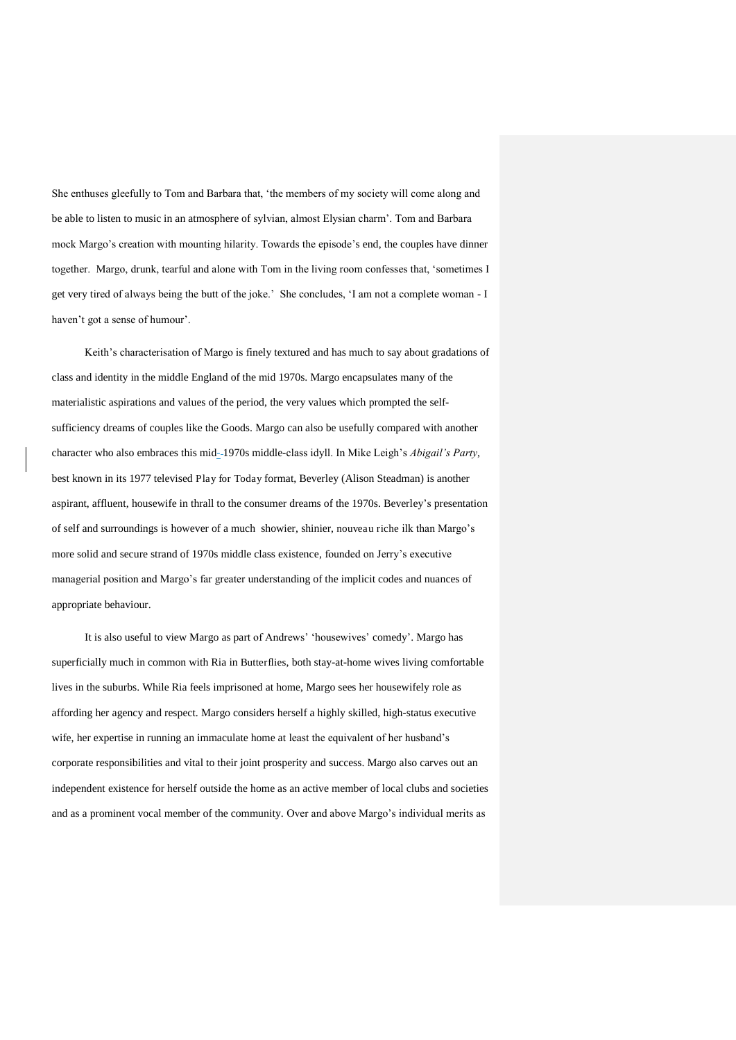She enthuses gleefully to Tom and Barbara that, 'the members of my society will come along and be able to listen to music in an atmosphere of sylvian, almost Elysian charm'. Tom and Barbara mock Margo's creation with mounting hilarity. Towards the episode's end, the couples have dinner together. Margo, drunk, tearful and alone with Tom in the living room confesses that, 'sometimes I get very tired of always being the butt of the joke.' She concludes, 'I am not a complete woman - I haven't got a sense of humour'.

Keith's characterisation of Margo is finely textured and has much to say about gradations of class and identity in the middle England of the mid 1970s. Margo encapsulates many of the materialistic aspirations and values of the period, the very values which prompted the self-sufficiency dreams of couples like the Goods. Margo can also be usefully compared with another character who also embraces this mid-1970s middle-class idyll. In Mike Leigh's *Abigail's Party*, best known in its 1977 televised Play for Today format, Beverley (Alison Steadman) is another aspirant, affluent, housewife in thrall to the consumer dreams of the 1970s. Beverley's presentation of self and surroundings is however of a much showier, shinier, nouveau riche ilk than Margo's more solid and secure strand of 1970s middle class existence, founded on Jerry's executive managerial position and Margo's far greater understanding of the implicit codes and nuances of appropriate behaviour.

It is also useful to view Margo as part of Andrews' 'housewives' comedy'. Margo has superficially much in common with Ria in Butterflies, both stay-at-home wives living comfortable lives in the suburbs. While Ria feels imprisoned at home, Margo sees her housewifely role as affording her agency and respect. Margo considers herself a highly skilled, high-status executive wife, her expertise in running an immaculate home at least the equivalent of her husband's corporate responsibilities and vital to their joint prosperity and success. Margo also carves out an independent existence for herself outside the home as an active member of local clubs and societies and as a prominent vocal member of the community. Over and above Margo's individual merits as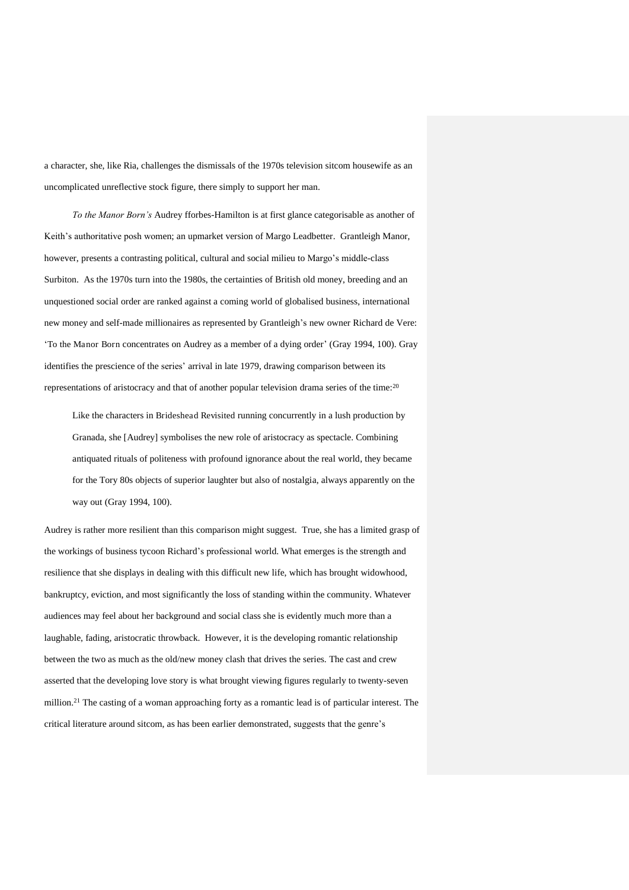a character, she, like Ria, challenges the dismissals of the 1970s television sitcom housewife as an uncomplicated unreflective stock figure, there simply to support her man.

*To the Manor Born's* Audrey fforbes-Hamilton is at first glance categorisable as another of Keith's authoritative posh women; an upmarket version of Margo Leadbetter. Grantleigh Manor, however, presents a contrasting political, cultural and social milieu to Margo's middle-class Surbiton. As the 1970s turn into the 1980s, the certainties of British old money, breeding and an unquestioned social order are ranked against a coming world of globalised business, international new money and self-made millionaires as represented by Grantleigh's new owner Richard de Vere: 'To the Manor Born concentrates on Audrey as a member of a dying order' (Gray 1994, 100). Gray identifies the prescience of the series' arrival in late 1979, drawing comparison between its representations of aristocracy and that of another popular television drama series of the time:[20]

> Like the characters in Brideshead Revisited running concurrently in a lush production by Granada, she [Audrey] symbolises the new role of aristocracy as spectacle. Combining antiquated rituals of politeness with profound ignorance about the real world, they became for the Tory 80s objects of superior laughter but also of nostalgia, always apparently on the way out (Gray 1994, 100).

Audrey is rather more resilient than this comparison might suggest. True, she has a limited grasp of the workings of business tycoon Richard's professional world. What emerges is the strength and resilience that she displays in dealing with this difficult new life, which has brought widowhood, bankruptcy, eviction, and most significantly the loss of standing within the community. Whatever audiences may feel about her background and social class she is evidently much more than a laughable, fading, aristocratic throwback. However, it is the developing romantic relationship between the two as much as the old/new money clash that drives the series. The cast and crew asserted that the developing love story is what brought viewing figures regularly to twenty-seven million.[21] The casting of a woman approaching forty as a romantic lead is of particular interest. The critical literature around sitcom, as has been earlier demonstrated, suggests that the genre's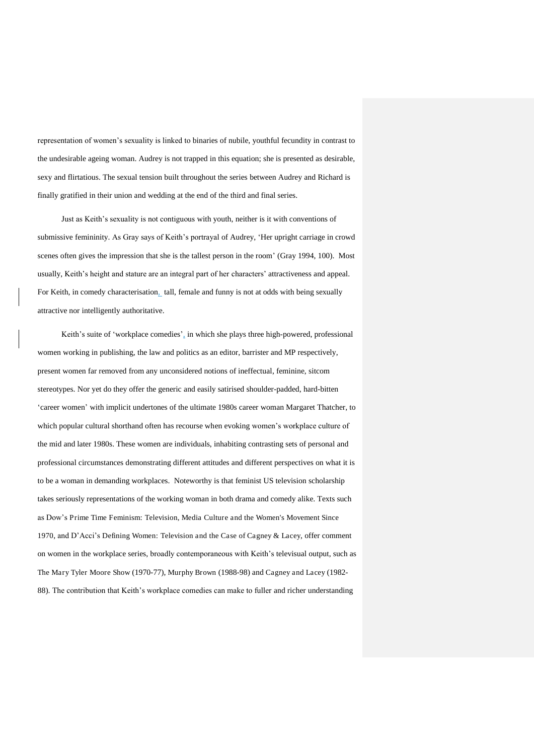representation of women's sexuality is linked to binaries of nubile, youthful fecundity in contrast to the undesirable ageing woman. Audrey is not trapped in this equation; she is presented as desirable, sexy and flirtatious. The sexual tension built throughout the series between Audrey and Richard is finally gratified in their union and wedding at the end of the third and final series.

Just as Keith's sexuality is not contiguous with youth, neither is it with conventions of submissive femininity. As Gray says of Keith's portrayal of Audrey, 'Her upright carriage in crowd scenes often gives the impression that she is the tallest person in the room' (Gray 1994, 100). Most usually, Keith's height and stature are an integral part of her characters' attractiveness and appeal. For Keith, in comedy characterisation, tall, female and funny is not at odds with being sexually attractive nor intelligently authoritative.

Keith's suite of 'workplace comedies', in which she plays three high-powered, professional women working in publishing, the law and politics as an editor, barrister and MP respectively, present women far removed from any unconsidered notions of ineffectual, feminine, sitcom stereotypes. Nor yet do they offer the generic and easily satirised shoulder-padded, hard-bitten 'career women' with implicit undertones of the ultimate 1980s career woman Margaret Thatcher, to which popular cultural shorthand often has recourse when evoking women's workplace culture of the mid and later 1980s. These women are individuals, inhabiting contrasting sets of personal and professional circumstances demonstrating different attitudes and different perspectives on what it is to be a woman in demanding workplaces. Noteworthy is that feminist US television scholarship takes seriously representations of the working woman in both drama and comedy alike. Texts such as Dow's Prime Time Feminism: Television, Media Culture and the Women's Movement Since 1970, and D'Acci's Defining Women: Television and the Case of Cagney & Lacey, offer comment on women in the workplace series, broadly contemporaneous with Keith's televisual output, such as The Mary Tyler Moore Show (1970-77), Murphy Brown (1988-98) and Cagney and Lacey (1982-88). The contribution that Keith's workplace comedies can make to fuller and richer understanding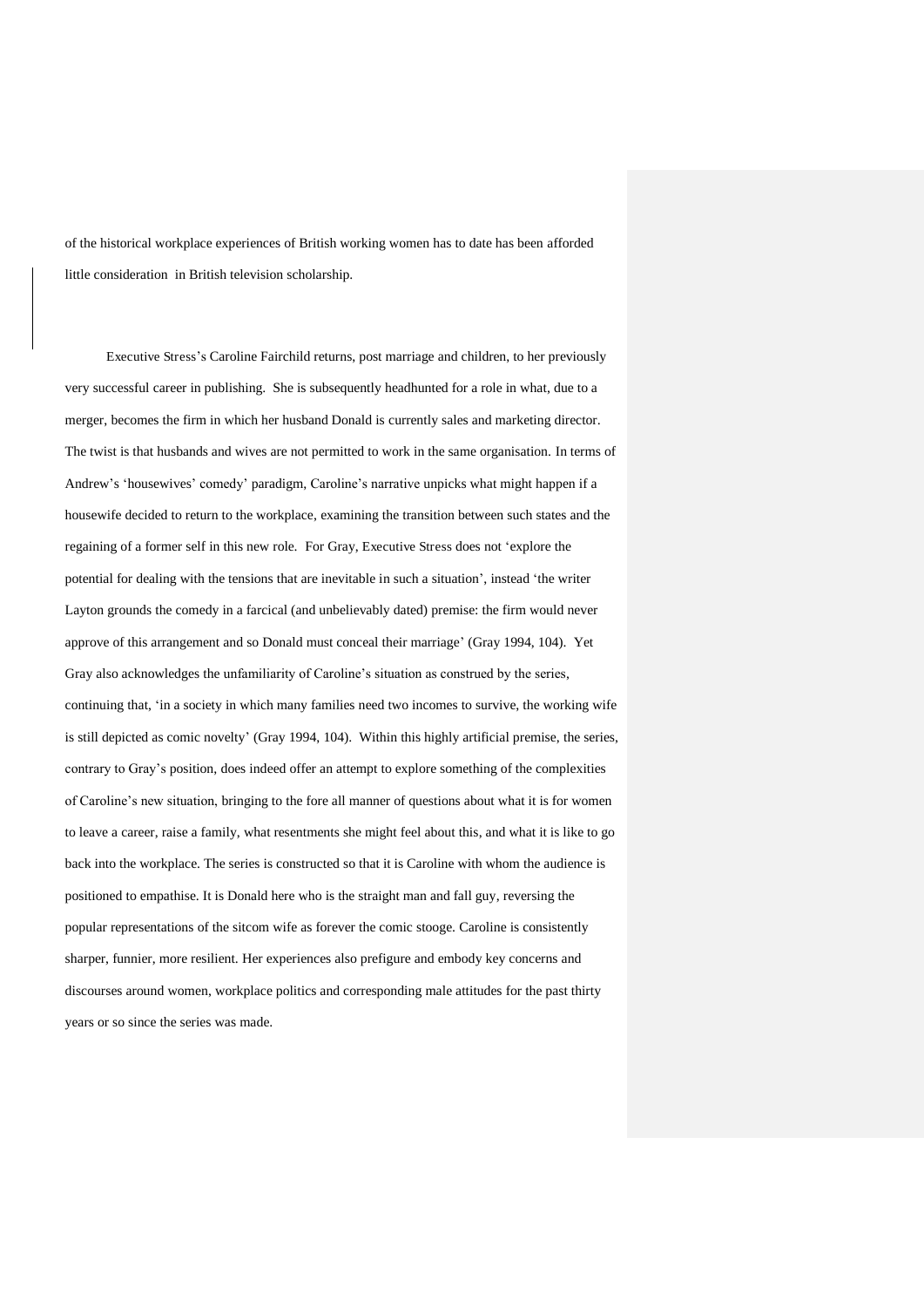of the historical workplace experiences of British working women has to date has been afforded little consideration in British television scholarship.

Executive Stress's Caroline Fairchild returns, post marriage and children, to her previously very successful career in publishing. She is subsequently headhunted for a role in what, due to a merger, becomes the firm in which her husband Donald is currently sales and marketing director. The twist is that husbands and wives are not permitted to work in the same organisation. In terms of Andrew's 'housewives' comedy' paradigm, Caroline's narrative unpicks what might happen if a housewife decided to return to the workplace, examining the transition between such states and the regaining of a former self in this new role. For Gray, Executive Stress does not 'explore the potential for dealing with the tensions that are inevitable in such a situation', instead 'the writer Layton grounds the comedy in a farcical (and unbelievably dated) premise: the firm would never approve of this arrangement and so Donald must conceal their marriage' (Gray 1994, 104). Yet Gray also acknowledges the unfamiliarity of Caroline's situation as construed by the series, continuing that, 'in a society in which many families need two incomes to survive, the working wife is still depicted as comic novelty' (Gray 1994, 104). Within this highly artificial premise, the series, contrary to Gray's position, does indeed offer an attempt to explore something of the complexities of Caroline's new situation, bringing to the fore all manner of questions about what it is for women to leave a career, raise a family, what resentments she might feel about this, and what it is like to go back into the workplace. The series is constructed so that it is Caroline with whom the audience is positioned to empathise. It is Donald here who is the straight man and fall guy, reversing the popular representations of the sitcom wife as forever the comic stooge. Caroline is consistently sharper, funnier, more resilient. Her experiences also prefigure and embody key concerns and discourses around women, workplace politics and corresponding male attitudes for the past thirty years or so since the series was made.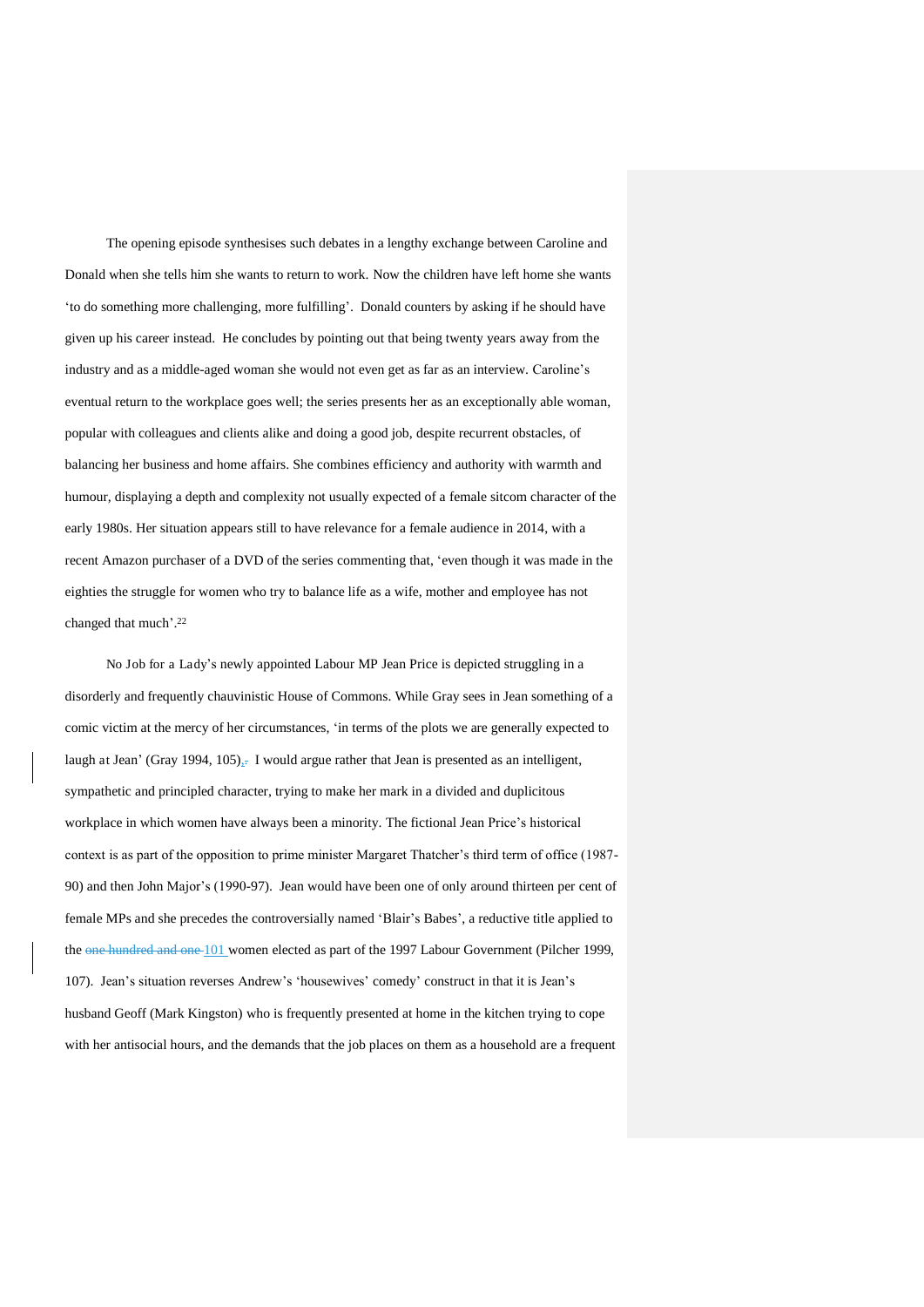The opening episode synthesises such debates in a lengthy exchange between Caroline and Donald when she tells him she wants to return to work. Now the children have left home she wants 'to do something more challenging, more fulfilling'. Donald counters by asking if he should have given up his career instead. He concludes by pointing out that being twenty years away from the industry and as a middle-aged woman she would not even get as far as an interview. Caroline's eventual return to the workplace goes well; the series presents her as an exceptionally able woman, popular with colleagues and clients alike and doing a good job, despite recurrent obstacles, of balancing her business and home affairs. She combines efficiency and authority with warmth and humour, displaying a depth and complexity not usually expected of a female sitcom character of the early 1980s. Her situation appears still to have relevance for a female audience in 2014, with a recent Amazon purchaser of a DVD of the series commenting that, 'even though it was made in the eighties the struggle for women who try to balance life as a wife, mother and employee has not changed that much'.[22]

No Job for a Lady's newly appointed Labour MP Jean Price is depicted struggling in a disorderly and frequently chauvinistic House of Commons. While Gray sees in Jean something of a comic victim at the mercy of her circumstances, 'in terms of the plots we are generally expected to laugh at Jean' (Gray 1994, 105). I would argue rather that Jean is presented as an intelligent, sympathetic and principled character, trying to make her mark in a divided and duplicitous workplace in which women have always been a minority. The fictional Jean Price's historical context is as part of the opposition to prime minister Margaret Thatcher's third term of office (1987-90) and then John Major's (1990-97). Jean would have been one of only around thirteen per cent of female MPs and she precedes the controversially named 'Blair's Babes', a reductive title applied to the 101 women elected as part of the 1997 Labour Government (Pilcher 1999, 107). Jean's situation reverses Andrew's 'housewives' comedy' construct in that it is Jean's husband Geoff (Mark Kingston) who is frequently presented at home in the kitchen trying to cope with her antisocial hours, and the demands that the job places on them as a household are a frequent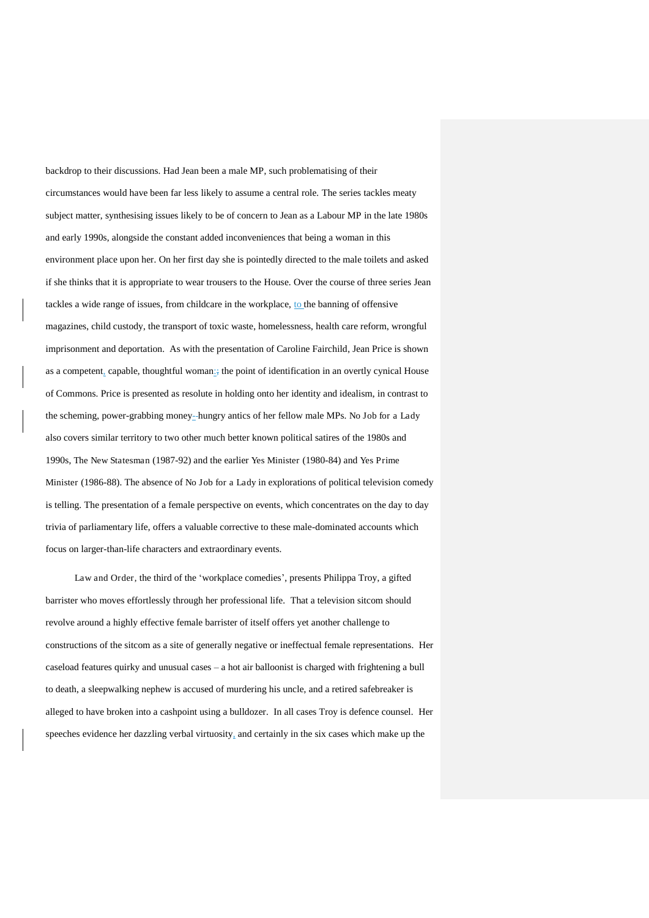backdrop to their discussions. Had Jean been a male MP, such problematising of their circumstances would have been far less likely to assume a central role. The series tackles meaty subject matter, synthesising issues likely to be of concern to Jean as a Labour MP in the late 1980s and early 1990s, alongside the constant added inconveniences that being a woman in this environment place upon her. On her first day she is pointedly directed to the male toilets and asked if she thinks that it is appropriate to wear trousers to the House. Over the course of three series Jean tackles a wide range of issues, from childcare in the workplace, to the banning of offensive magazines, child custody, the transport of toxic waste, homelessness, health care reform, wrongful imprisonment and deportation. As with the presentation of Caroline Fairchild, Jean Price is shown as a competent, capable, thoughtful woman; the point of identification in an overtly cynical House of Commons. Price is presented as resolute in holding onto her identity and idealism, in contrast to the scheming, power-grabbing money-hungry antics of her fellow male MPs. No Job for a Lady also covers similar territory to two other much better known political satires of the 1980s and 1990s, The New Statesman (1987-92) and the earlier Yes Minister (1980-84) and Yes Prime Minister (1986-88). The absence of No Job for a Lady in explorations of political television comedy is telling. The presentation of a female perspective on events, which concentrates on the day to day trivia of parliamentary life, offers a valuable corrective to these male-dominated accounts which focus on larger-than-life characters and extraordinary events.

Law and Order, the third of the 'workplace comedies', presents Philippa Troy, a gifted barrister who moves effortlessly through her professional life. That a television sitcom should revolve around a highly effective female barrister of itself offers yet another challenge to constructions of the sitcom as a site of generally negative or ineffectual female representations. Her caseload features quirky and unusual cases – a hot air balloonist is charged with frightening a bull to death, a sleepwalking nephew is accused of murdering his uncle, and a retired safebreaker is alleged to have broken into a cashpoint using a bulldozer. In all cases Troy is defence counsel. Her speeches evidence her dazzling verbal virtuosity, and certainly in the six cases which make up the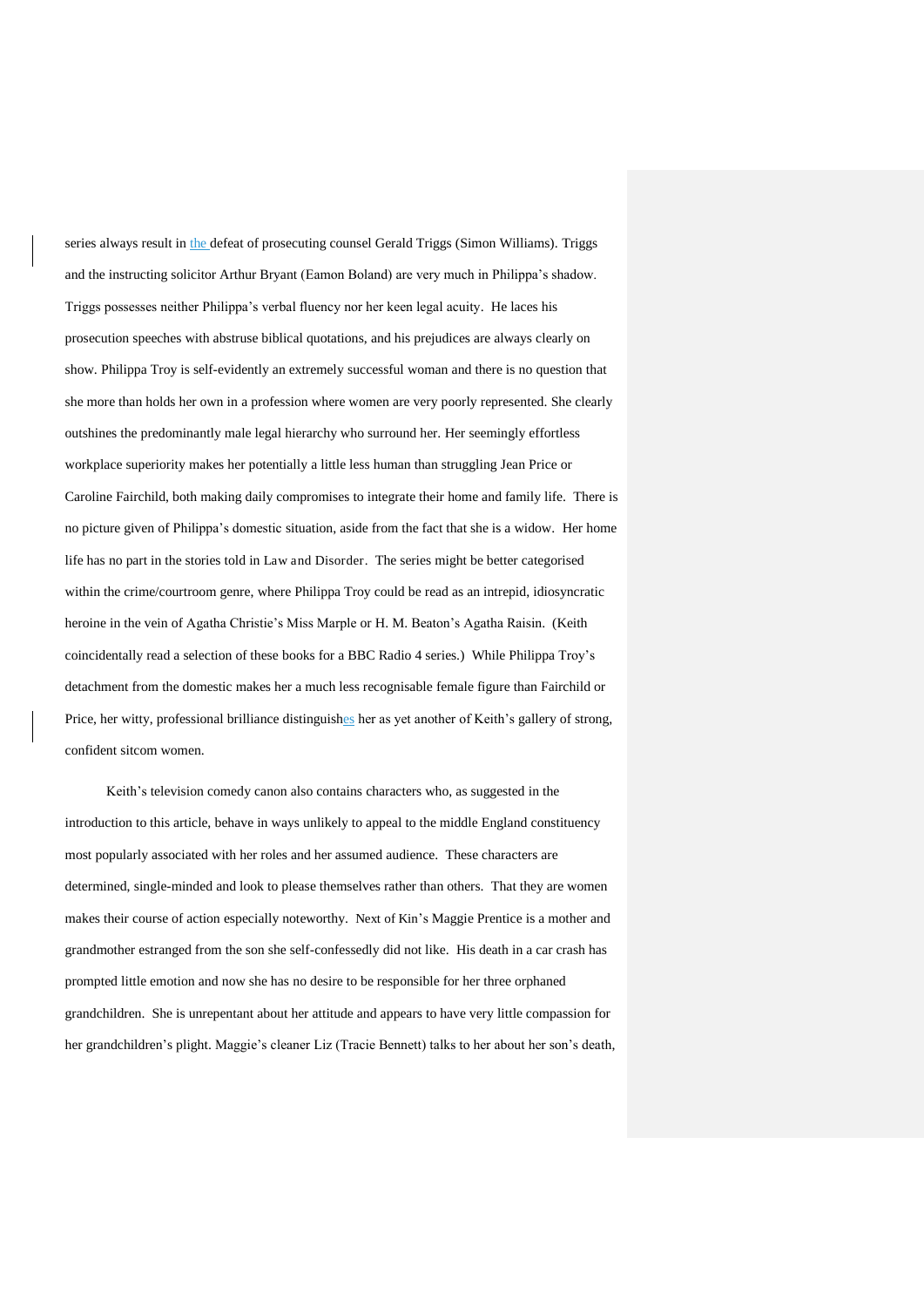series always result in the defeat of prosecuting counsel Gerald Triggs (Simon Williams). Triggs and the instructing solicitor Arthur Bryant (Eamon Boland) are very much in Philippa's shadow. Triggs possesses neither Philippa's verbal fluency nor her keen legal acuity. He laces his prosecution speeches with abstruse biblical quotations, and his prejudices are always clearly on show. Philippa Troy is self-evidently an extremely successful woman and there is no question that she more than holds her own in a profession where women are very poorly represented. She clearly outshines the predominantly male legal hierarchy who surround her. Her seemingly effortless workplace superiority makes her potentially a little less human than struggling Jean Price or Caroline Fairchild, both making daily compromises to integrate their home and family life. There is no picture given of Philippa's domestic situation, aside from the fact that she is a widow. Her home life has no part in the stories told in Law and Disorder. The series might be better categorised within the crime/courtroom genre, where Philippa Troy could be read as an intrepid, idiosyncratic heroine in the vein of Agatha Christie's Miss Marple or H. M. Beaton's Agatha Raisin. (Keith coincidentally read a selection of these books for a BBC Radio 4 series.) While Philippa Troy's detachment from the domestic makes her a much less recognisable female figure than Fairchild or Price, her witty, professional brilliance distinguishes her as yet another of Keith's gallery of strong, confident sitcom women.

Keith's television comedy canon also contains characters who, as suggested in the introduction to this article, behave in ways unlikely to appeal to the middle England constituency most popularly associated with her roles and her assumed audience. These characters are determined, single-minded and look to please themselves rather than others. That they are women makes their course of action especially noteworthy. Next of Kin's Maggie Prentice is a mother and grandmother estranged from the son she self-confessedly did not like. His death in a car crash has prompted little emotion and now she has no desire to be responsible for her three orphaned grandchildren. She is unrepentant about her attitude and appears to have very little compassion for her grandchildren's plight. Maggie's cleaner Liz (Tracie Bennett) talks to her about her son's death,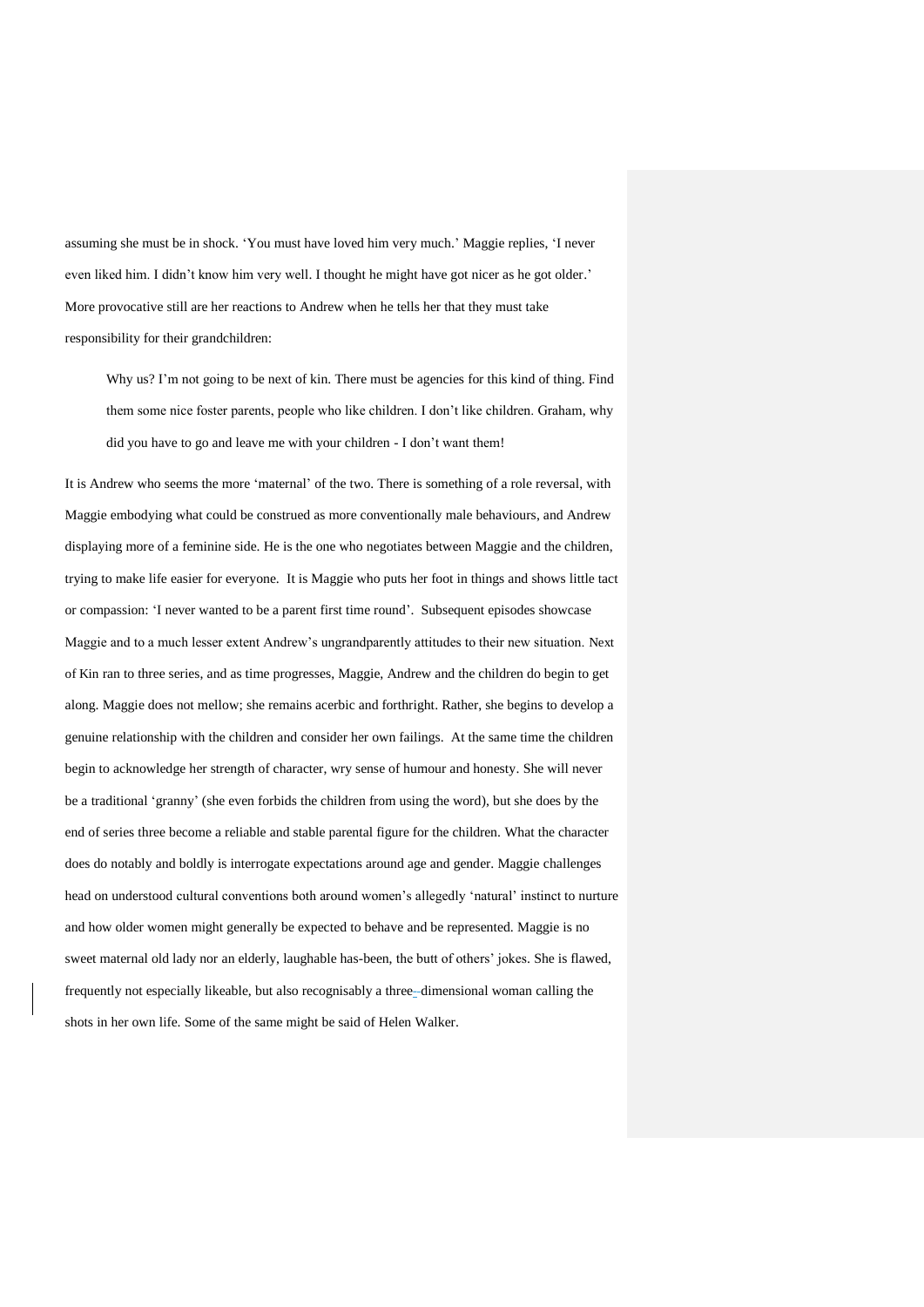assuming she must be in shock. 'You must have loved him very much.' Maggie replies, 'I never even liked him. I didn't know him very well. I thought he might have got nicer as he got older.' More provocative still are her reactions to Andrew when he tells her that they must take responsibility for their grandchildren:

> Why us? I'm not going to be next of kin. There must be agencies for this kind of thing. Find them some nice foster parents, people who like children. I don't like children. Graham, why did you have to go and leave me with your children - I don't want them!

It is Andrew who seems the more 'maternal' of the two. There is something of a role reversal, with Maggie embodying what could be construed as more conventionally male behaviours, and Andrew displaying more of a feminine side. He is the one who negotiates between Maggie and the children, trying to make life easier for everyone. It is Maggie who puts her foot in things and shows little tact or compassion: 'I never wanted to be a parent first time round'. Subsequent episodes showcase Maggie and to a much lesser extent Andrew's ungrandparently attitudes to their new situation. Next of Kin ran to three series, and as time progresses, Maggie, Andrew and the children do begin to get along. Maggie does not mellow; she remains acerbic and forthright. Rather, she begins to develop a genuine relationship with the children and consider her own failings. At the same time the children begin to acknowledge her strength of character, wry sense of humour and honesty. She will never be a traditional 'granny' (she even forbids the children from using the word), but she does by the end of series three become a reliable and stable parental figure for the children. What the character does do notably and boldly is interrogate expectations around age and gender. Maggie challenges head on understood cultural conventions both around women's allegedly 'natural' instinct to nurture and how older women might generally be expected to behave and be represented. Maggie is no sweet maternal old lady nor an elderly, laughable has-been, the butt of others' jokes. She is flawed, frequently not especially likeable, but also recognisably a three-dimensional woman calling the shots in her own life. Some of the same might be said of Helen Walker.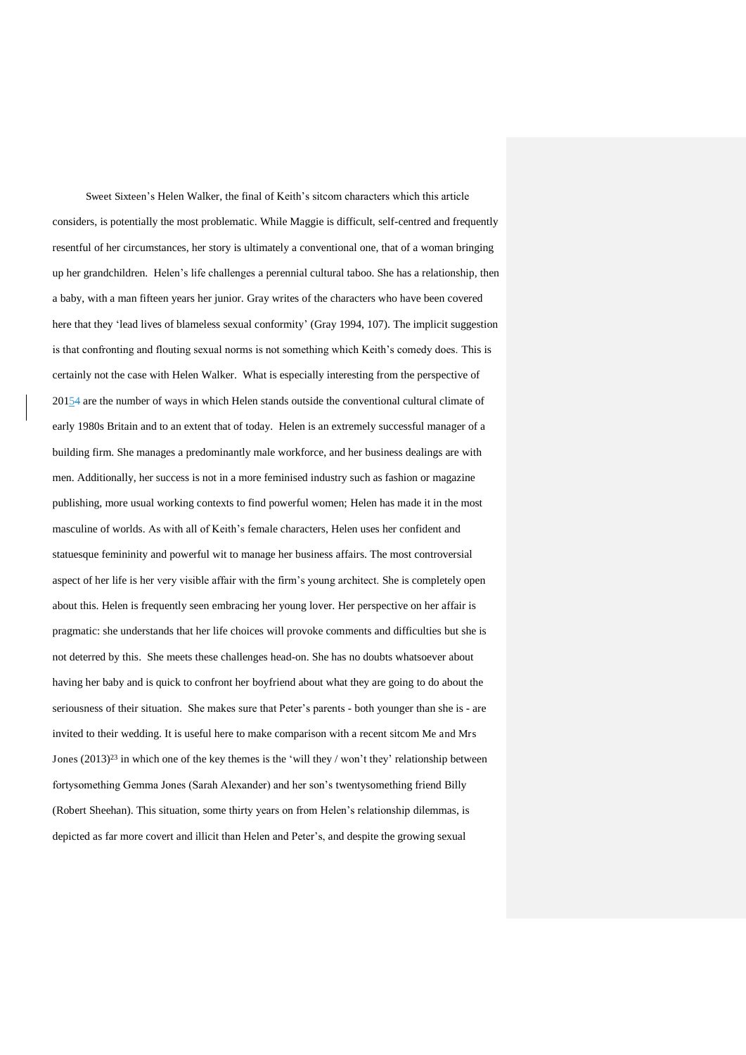Sweet Sixteen's Helen Walker, the final of Keith's sitcom characters which this article considers, is potentially the most problematic. While Maggie is difficult, self-centred and frequently resentful of her circumstances, her story is ultimately a conventional one, that of a woman bringing up her grandchildren. Helen's life challenges a perennial cultural taboo. She has a relationship, then a baby, with a man fifteen years her junior. Gray writes of the characters who have been covered here that they 'lead lives of blameless sexual conformity' (Gray 1994, 107). The implicit suggestion is that confronting and flouting sexual norms is not something which Keith's comedy does. This is certainly not the case with Helen Walker. What is especially interesting from the perspective of 20154 are the number of ways in which Helen stands outside the conventional cultural climate of early 1980s Britain and to an extent that of today. Helen is an extremely successful manager of a building firm. She manages a predominantly male workforce, and her business dealings are with men. Additionally, her success is not in a more feminised industry such as fashion or magazine publishing, more usual working contexts to find powerful women; Helen has made it in the most masculine of worlds. As with all of Keith's female characters, Helen uses her confident and statuesque femininity and powerful wit to manage her business affairs. The most controversial aspect of her life is her very visible affair with the firm's young architect. She is completely open about this. Helen is frequently seen embracing her young lover. Her perspective on her affair is pragmatic: she understands that her life choices will provoke comments and difficulties but she is not deterred by this. She meets these challenges head-on. She has no doubts whatsoever about having her baby and is quick to confront her boyfriend about what they are going to do about the seriousness of their situation. She makes sure that Peter's parents - both younger than she is - are invited to their wedding. It is useful here to make comparison with a recent sitcom Me and Mrs Jones (2013)[23] in which one of the key themes is the 'will they / won't they' relationship between fortysomething Gemma Jones (Sarah Alexander) and her son's twentysomething friend Billy (Robert Sheehan). This situation, some thirty years on from Helen's relationship dilemmas, is depicted as far more covert and illicit than Helen and Peter's, and despite the growing sexual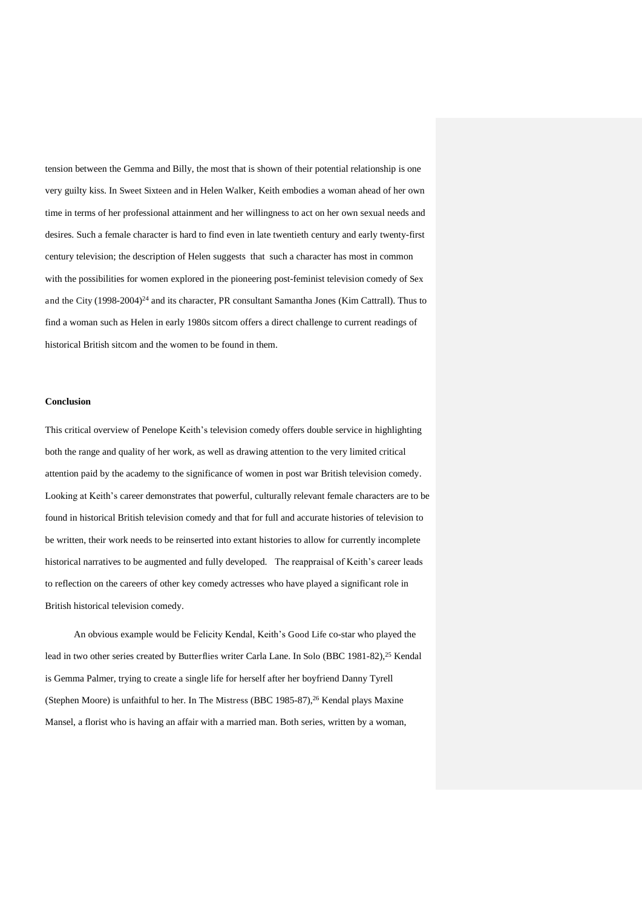tension between the Gemma and Billy, the most that is shown of their potential relationship is one very guilty kiss. In Sweet Sixteen and in Helen Walker, Keith embodies a woman ahead of her own time in terms of her professional attainment and her willingness to act on her own sexual needs and desires. Such a female character is hard to find even in late twentieth century and early twenty-first century television; the description of Helen suggests that such a character has most in common with the possibilities for women explored in the pioneering post-feminist television comedy of Sex and the City (1998-2004)[24] and its character, PR consultant Samantha Jones (Kim Cattrall). Thus to find a woman such as Helen in early 1980s sitcom offers a direct challenge to current readings of historical British sitcom and the women to be found in them.

### Conclusion

This critical overview of Penelope Keith's television comedy offers double service in highlighting both the range and quality of her work, as well as drawing attention to the very limited critical attention paid by the academy to the significance of women in post war British television comedy. Looking at Keith's career demonstrates that powerful, culturally relevant female characters are to be found in historical British television comedy and that for full and accurate histories of television to be written, their work needs to be reinserted into extant histories to allow for currently incomplete historical narratives to be augmented and fully developed. The reappraisal of Keith's career leads to reflection on the careers of other key comedy actresses who have played a significant role in British historical television comedy.

An obvious example would be Felicity Kendal, Keith's Good Life co-star who played the lead in two other series created by Butterflies writer Carla Lane. In Solo (BBC 1981-82),[25] Kendal is Gemma Palmer, trying to create a single life for herself after her boyfriend Danny Tyrell (Stephen Moore) is unfaithful to her. In The Mistress (BBC 1985-87),[26] Kendal plays Maxine Mansel, a florist who is having an affair with a married man. Both series, written by a woman,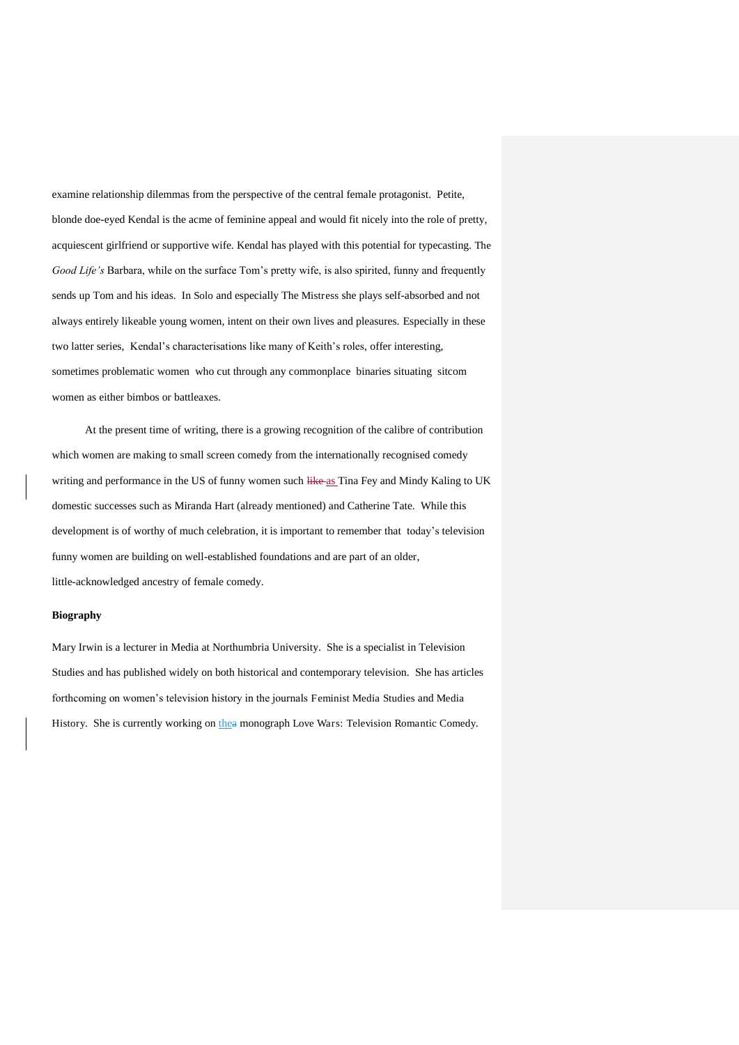examine relationship dilemmas from the perspective of the central female protagonist. Petite, blonde doe-eyed Kendal is the acme of feminine appeal and would fit nicely into the role of pretty, acquiescent girlfriend or supportive wife. Kendal has played with this potential for typecasting. The *Good Life's* Barbara, while on the surface Tom's pretty wife, is also spirited, funny and frequently sends up Tom and his ideas. In Solo and especially The Mistress she plays self-absorbed and not always entirely likeable young women, intent on their own lives and pleasures. Especially in these two latter series, Kendal's characterisations like many of Keith's roles, offer interesting, sometimes problematic women who cut through any commonplace binaries situating sitcom women as either bimbos or battleaxes.

At the present time of writing, there is a growing recognition of the calibre of contribution which women are making to small screen comedy from the internationally recognised comedy writing and performance in the US of funny women such as Tina Fey and Mindy Kaling to UK domestic successes such as Miranda Hart (already mentioned) and Catherine Tate. While this development is of worthy of much celebration, it is important to remember that today's television funny women are building on well-established foundations and are part of an older, little-acknowledged ancestry of female comedy.

**Biography**

Mary Irwin is a lecturer in Media at Northumbria University. She is a specialist in Television Studies and has published widely on both historical and contemporary television. She has articles forthcoming on women's television history in the journals Feminist Media Studies and Media History. She is currently working on the monograph Love Wars: Television Romantic Comedy.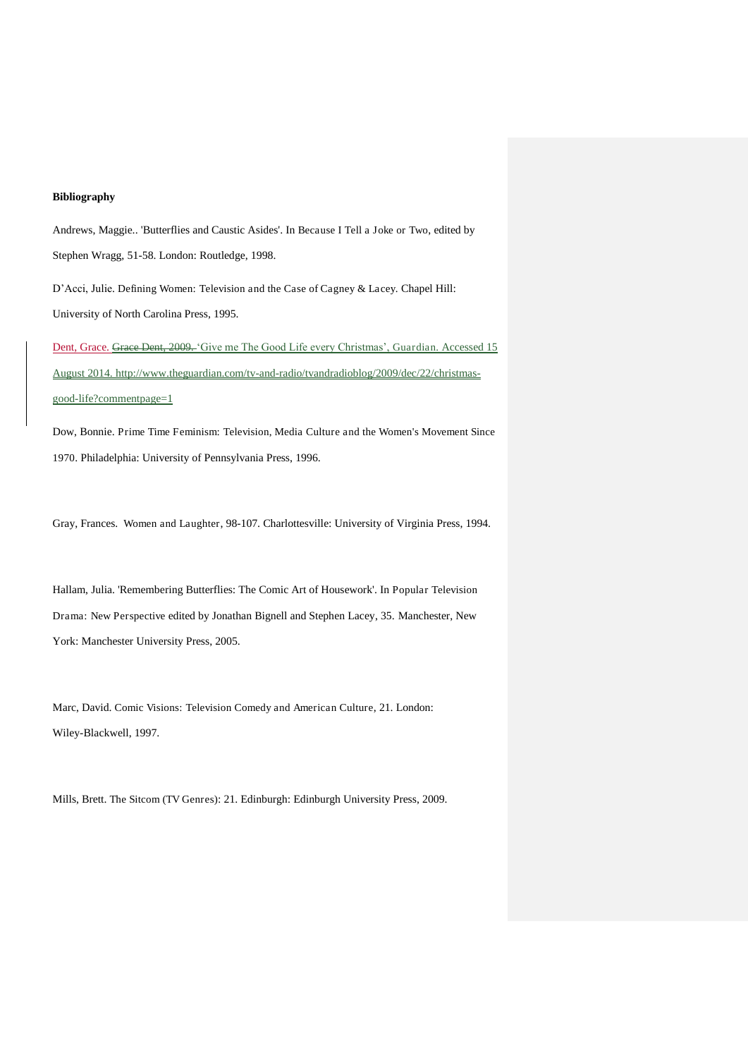**Bibliography**

Andrews, Maggie.. 'Butterflies and Caustic Asides'. In Because I Tell a Joke or Two, edited by Stephen Wragg, 51-58. London: Routledge, 1998.

D'Acci, Julie. Defining Women: Television and the Case of Cagney & Lacey. Chapel Hill: University of North Carolina Press, 1995.

Dent, Grace. ~~Grace Dent, 2009.~~ 'Give me The Good Life every Christmas', Guardian. Accessed 15 August 2014. http://www.theguardian.com/tv-and-radio/tvandradioblog/2009/dec/22/christmas-good-life?commentpage=1

Dow, Bonnie. Prime Time Feminism: Television, Media Culture and the Women's Movement Since 1970. Philadelphia: University of Pennsylvania Press, 1996.

Gray, Frances. Women and Laughter, 98-107. Charlottesville: University of Virginia Press, 1994.

Hallam, Julia. 'Remembering Butterflies: The Comic Art of Housework'. In Popular Television Drama: New Perspective edited by Jonathan Bignell and Stephen Lacey, 35. Manchester, New York: Manchester University Press, 2005.

Marc, David. Comic Visions: Television Comedy and American Culture, 21. London: Wiley-Blackwell, 1997.

Mills, Brett. The Sitcom (TV Genres): 21. Edinburgh: Edinburgh University Press, 2009.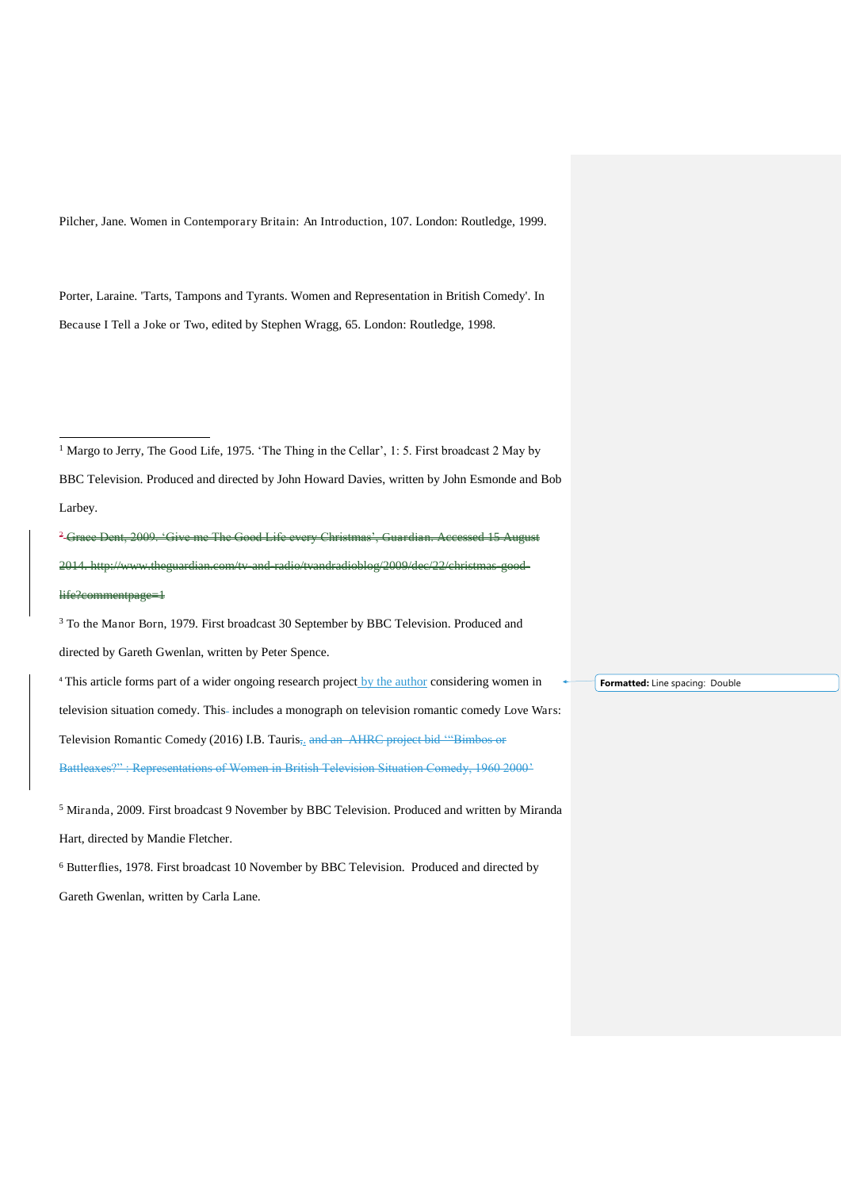Pilcher, Jane. Women in Contemporary Britain: An Introduction, 107. London: Routledge, 1999.

Porter, Laraine. 'Tarts, Tampons and Tyrants. Women and Representation in British Comedy'. In Because I Tell a Joke or Two, edited by Stephen Wragg, 65. London: Routledge, 1998.

---

[1] Margo to Jerry, The Good Life, 1975. 'The Thing in the Cellar', 1: 5. First broadcast 2 May by BBC Television. Produced and directed by John Howard Davies, written by John Esmonde and Bob Larbey.

[2] ~~Grace Dent, 2009. 'Give me The Good Life every Christmas', Guardian. Accessed 15 August 2014. http://www.theguardian.com/tv-and-radio/tvandradioblog/2009/dec/22/christmas-good-life?commentpage=1~~

[3] To the Manor Born, 1979. First broadcast 30 September by BBC Television. Produced and directed by Gareth Gwenlan, written by Peter Spence.

[4] This article forms part of a wider ongoing research project by the author considering women in television situation comedy. This includes a monograph on television romantic comedy Love Wars: Television Romantic Comedy (2016) I.B. Tauris~~, and an AHRC project bid '"Bimbos or Battleaxes?" : Representations of Women in British Television Situation Comedy, 1960-2000'~~

[5] Miranda, 2009. First broadcast 9 November by BBC Television. Produced and written by Miranda Hart, directed by Mandie Fletcher.

[6] Butterflies, 1978. First broadcast 10 November by BBC Television. Produced and directed by Gareth Gwenlan, written by Carla Lane.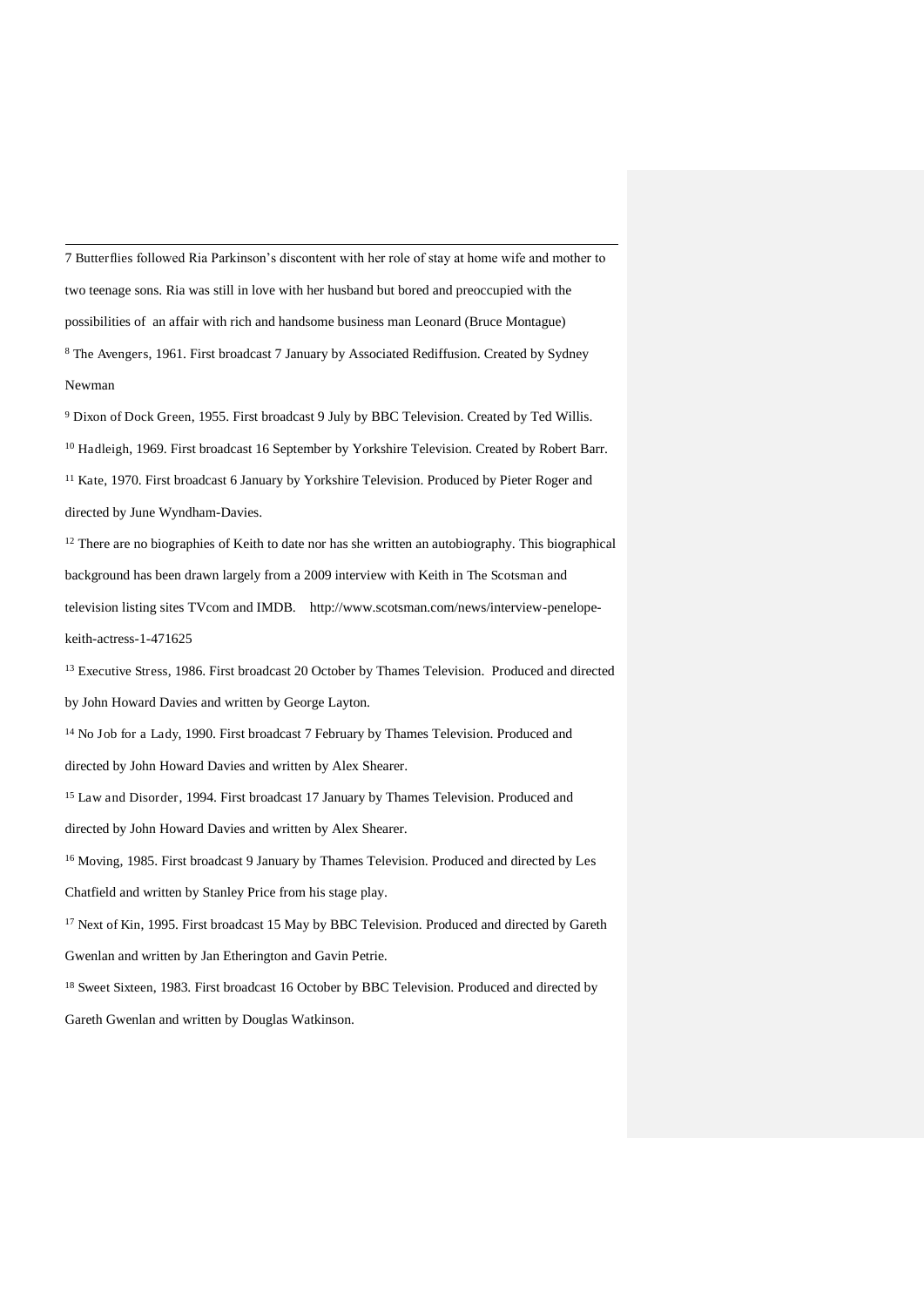7 *Butterflies* followed Ria Parkinson's discontent with her role of stay at home wife and mother to two teenage sons. Ria was still in love with her husband but bored and preoccupied with the possibilities of an affair with rich and handsome business man Leonard (Bruce Montague)

[8] *The Avengers*, 1961. First broadcast 7 January by Associated Rediffusion. Created by Sydney Newman

[9] *Dixon of Dock Green*, 1955. First broadcast 9 July by BBC Television. Created by Ted Willis.

[10] *Hadleigh*, 1969. First broadcast 16 September by Yorkshire Television. Created by Robert Barr.

[11] *Kate*, 1970. First broadcast 6 January by Yorkshire Television. Produced by Pieter Roger and directed by June Wyndham-Davies.

[12] There are no biographies of Keith to date nor has she written an autobiography. This biographical background has been drawn largely from a 2009 interview with Keith in *The Scotsman* and television listing sites TVcom and IMDB. http://www.scotsman.com/news/interview-penelope-keith-actress-1-471625

[13] *Executive Stress*, 1986. First broadcast 20 October by Thames Television. Produced and directed by John Howard Davies and written by George Layton.

[14] *No Job for a Lady*, 1990. First broadcast 7 February by Thames Television. Produced and directed by John Howard Davies and written by Alex Shearer.

[15] *Law and Disorder*, 1994. First broadcast 17 January by Thames Television. Produced and directed by John Howard Davies and written by Alex Shearer.

[16] *Moving*, 1985. First broadcast 9 January by Thames Television. Produced and directed by Les Chatfield and written by Stanley Price from his stage play.

[17] *Next of Kin*, 1995. First broadcast 15 May by BBC Television. Produced and directed by Gareth Gwenlan and written by Jan Etherington and Gavin Petrie.

[18] *Sweet Sixteen*, 1983. First broadcast 16 October by BBC Television. Produced and directed by Gareth Gwenlan and written by Douglas Watkinson.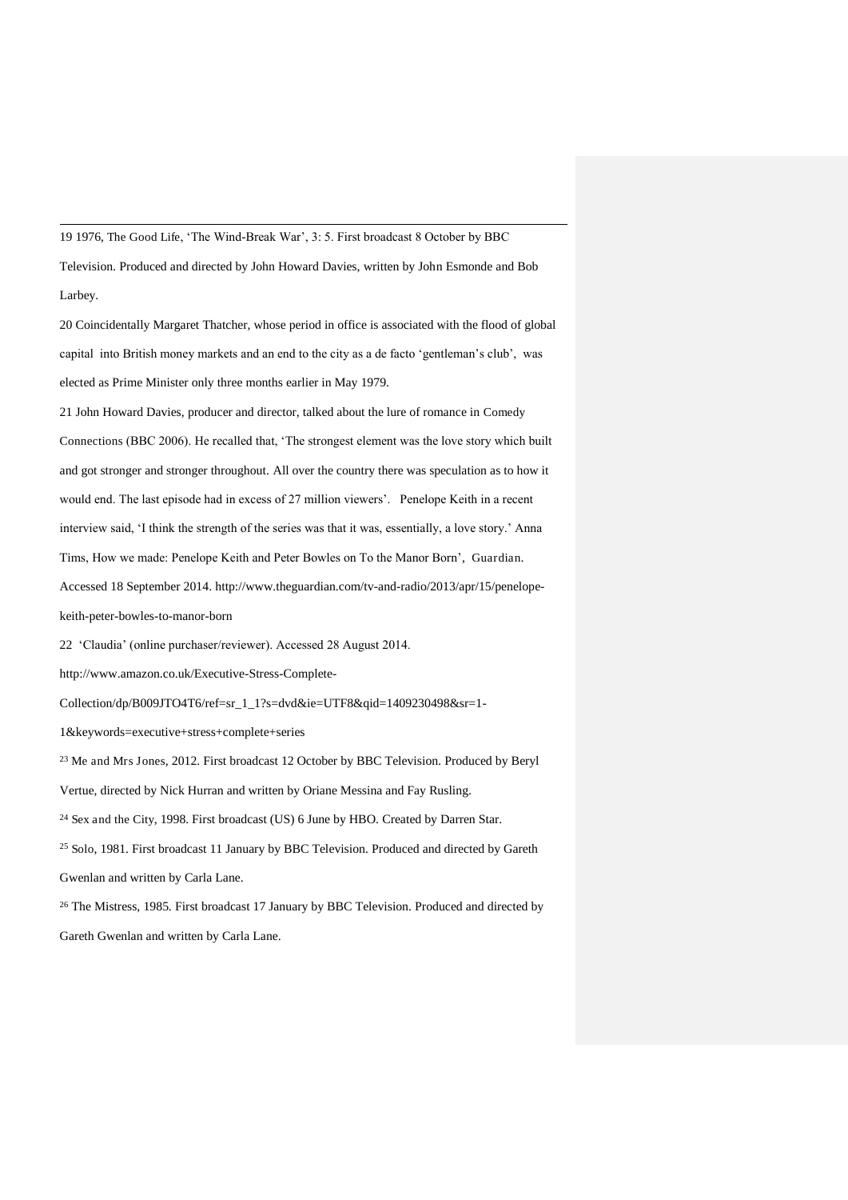19 1976, The Good Life, 'The Wind-Break War', 3: 5. First broadcast 8 October by BBC Television. Produced and directed by John Howard Davies, written by John Esmonde and Bob Larbey.

20 Coincidentally Margaret Thatcher, whose period in office is associated with the flood of global capital into British money markets and an end to the city as a de facto 'gentleman's club', was elected as Prime Minister only three months earlier in May 1979.

21 John Howard Davies, producer and director, talked about the lure of romance in Comedy Connections (BBC 2006). He recalled that, 'The strongest element was the love story which built and got stronger and stronger throughout. All over the country there was speculation as to how it would end. The last episode had in excess of 27 million viewers'. Penelope Keith in a recent interview said, 'I think the strength of the series was that it was, essentially, a love story.' Anna Tims, How we made: Penelope Keith and Peter Bowles on To the Manor Born', Guardian. Accessed 18 September 2014. http://www.theguardian.com/tv-and-radio/2013/apr/15/penelope-keith-peter-bowles-to-manor-born

22 'Claudia' (online purchaser/reviewer). Accessed 28 August 2014. http://www.amazon.co.uk/Executive-Stress-Complete-Collection/dp/B009JTO4T6/ref=sr_1_1?s=dvd&ie=UTF8&qid=1409230498&sr=1-1&keywords=executive+stress+complete+series

[23] Me and Mrs Jones, 2012. First broadcast 12 October by BBC Television. Produced by Beryl Vertue, directed by Nick Hurran and written by Oriane Messina and Fay Rusling.

[24] Sex and the City, 1998. First broadcast (US) 6 June by HBO. Created by Darren Star.

[25] Solo, 1981. First broadcast 11 January by BBC Television. Produced and directed by Gareth Gwenlan and written by Carla Lane.

[26] The Mistress, 1985. First broadcast 17 January by BBC Television. Produced and directed by Gareth Gwenlan and written by Carla Lane.